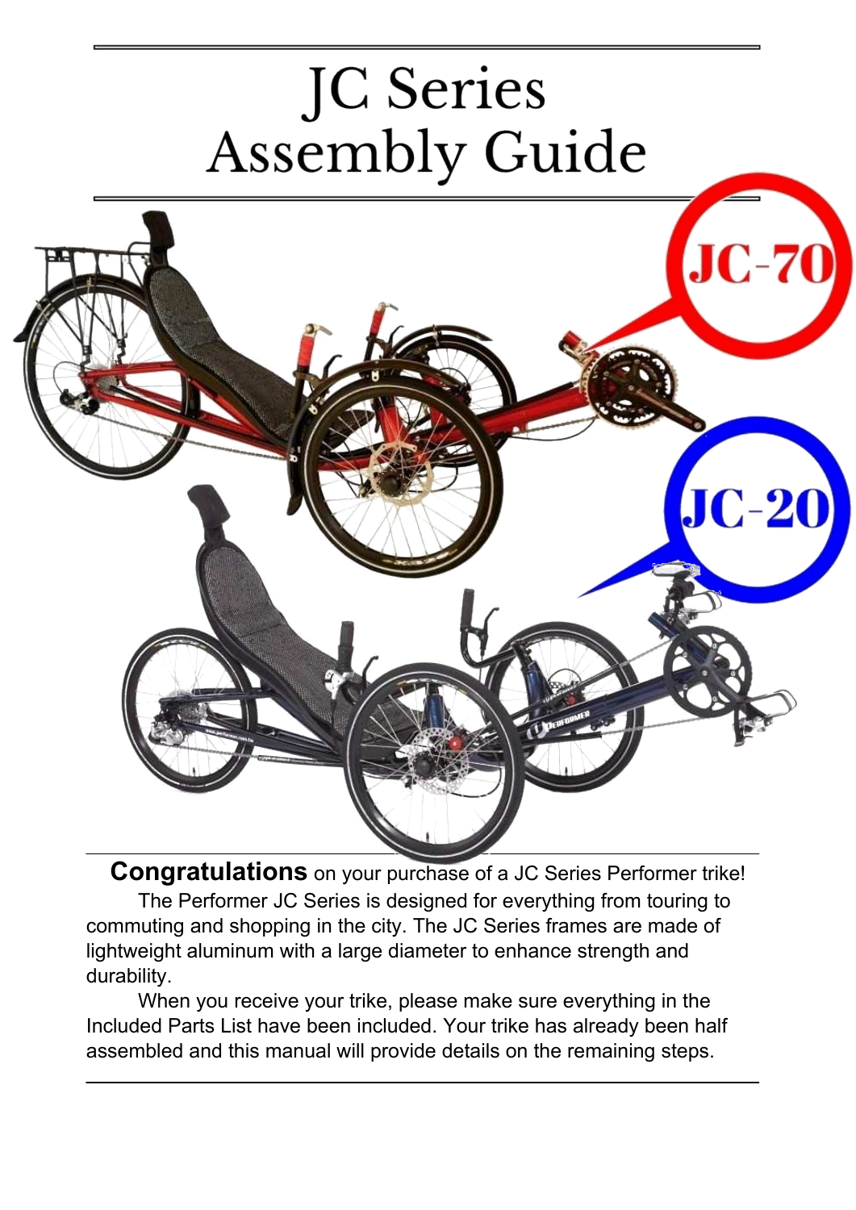# JC Series Assembly Guide

JC-70

JC-20

**Congratulations** on your purchase of a JC Series Performer trike!

The Performer JC Series is designed for everything from touring to commuting and shopping in the city. The JC Series frames are made of lightweight aluminum with a large diameter to enhance strength and durability.

When you receive your trike, please make sure everything in the Included Parts List have been included. Your trike has already been half assembled and this manual will provide details on the remaining steps.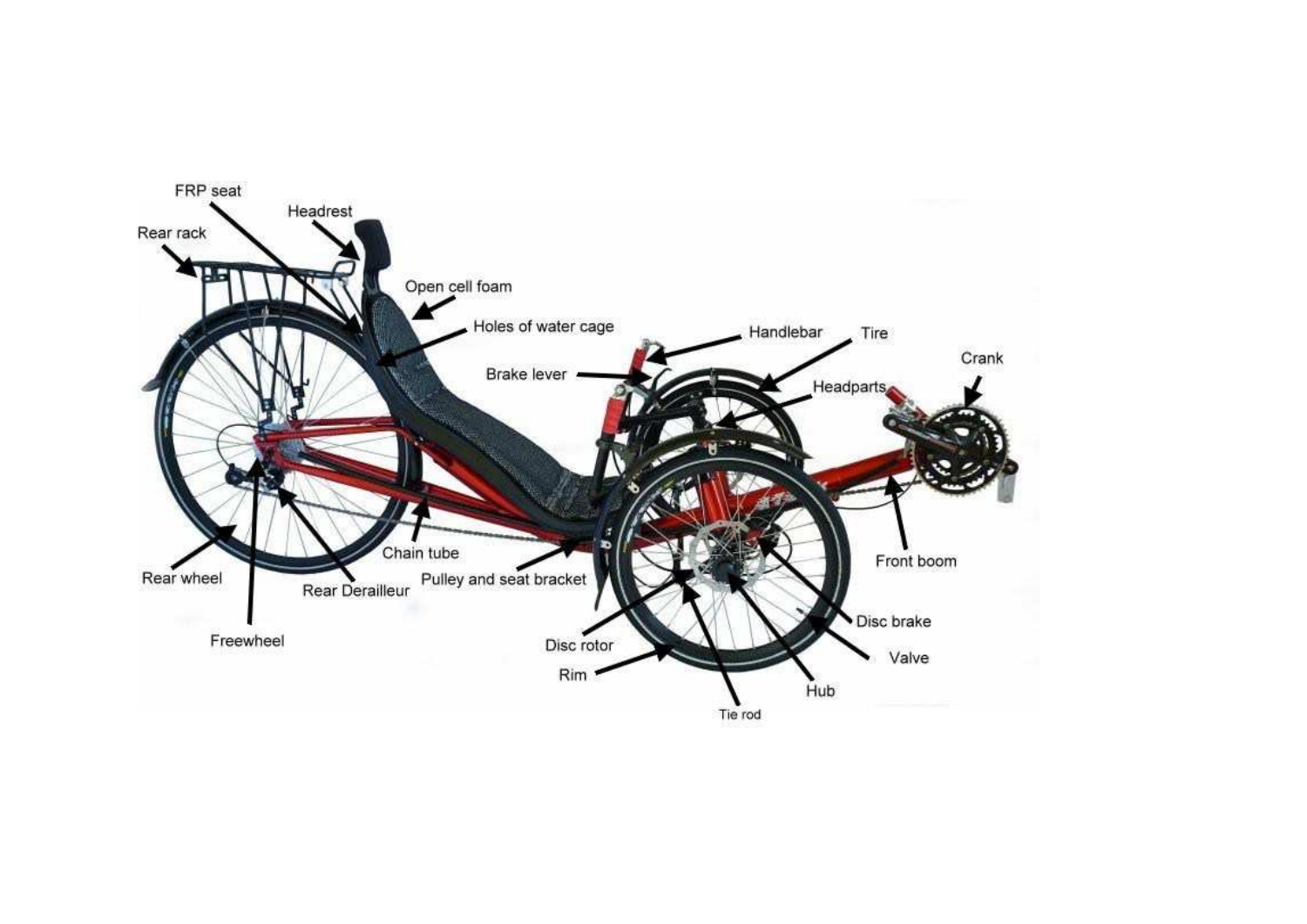FRP seat

Headrest

Rear rack

Open cell foam

Holes of water cage

Handlebar

Tire

Brake lever

Headparts

Crank

Chain tube

Front boom

Rear wheel

Rear Derailleur

Pulley and seat bracket

Disc brake

Freewheel

Disc rotor

Valve

Rim

Hub

Tie rod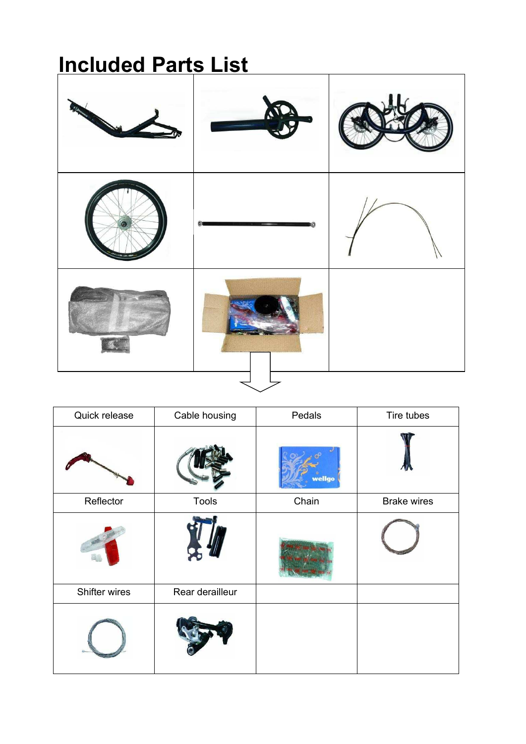# Included Parts List

| Quick release | Cable housing | Pedals | Tire tubes |
| --- | --- | --- | --- |
| | | | |
| Reflector | Tools | Chain | Brake wires |
| | | | |
| Shifter wires | Rear derailleur | | |
| | | | |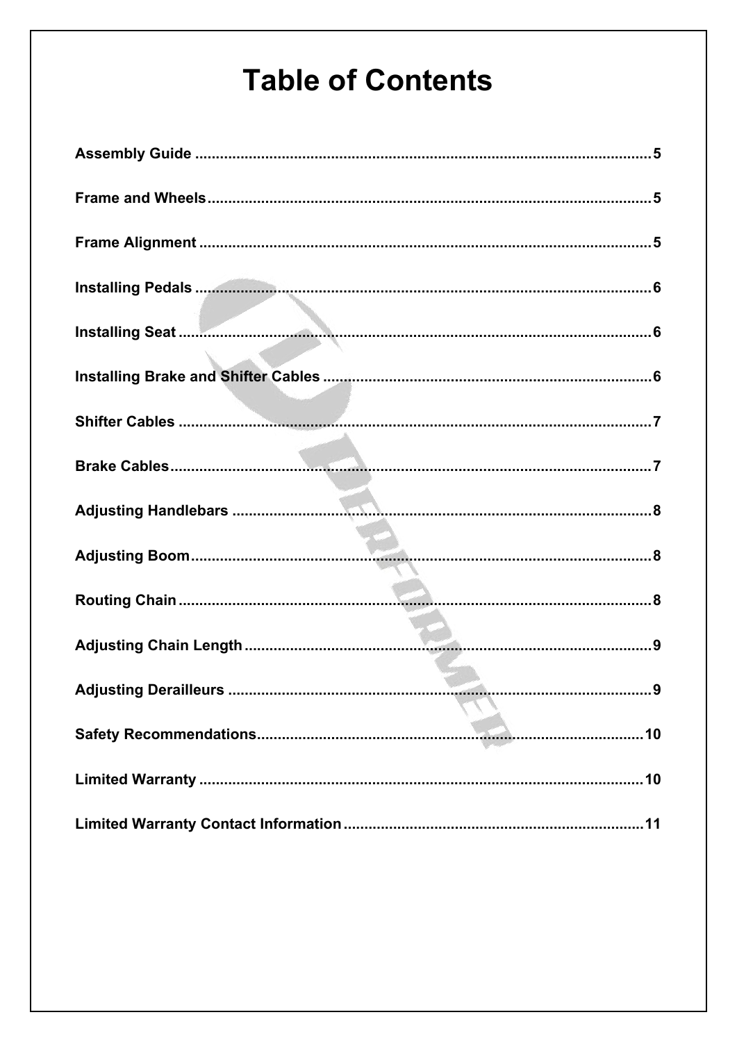# Table of Contents

Assembly Guide ............................................................................................................5

Frame and Wheels........................................................................................................5

Frame Alignment .........................................................................................................5

Installing Pedals ...........................................................................................................6

Installing Seat ...............................................................................................................6

Installing Brake and Shifter Cables .............................................................................6

Shifter Cables ...............................................................................................................7

Brake Cables.................................................................................................................7

Adjusting Handlebars ..................................................................................................8

Adjusting Boom............................................................................................................8

Routing Chain ...............................................................................................................8

Adjusting Chain Length ...............................................................................................9

Adjusting Derailleurs ...................................................................................................9

Safety Recommendations...........................................................................................10

Limited Warranty ........................................................................................................10

Limited Warranty Contact Information .....................................................................11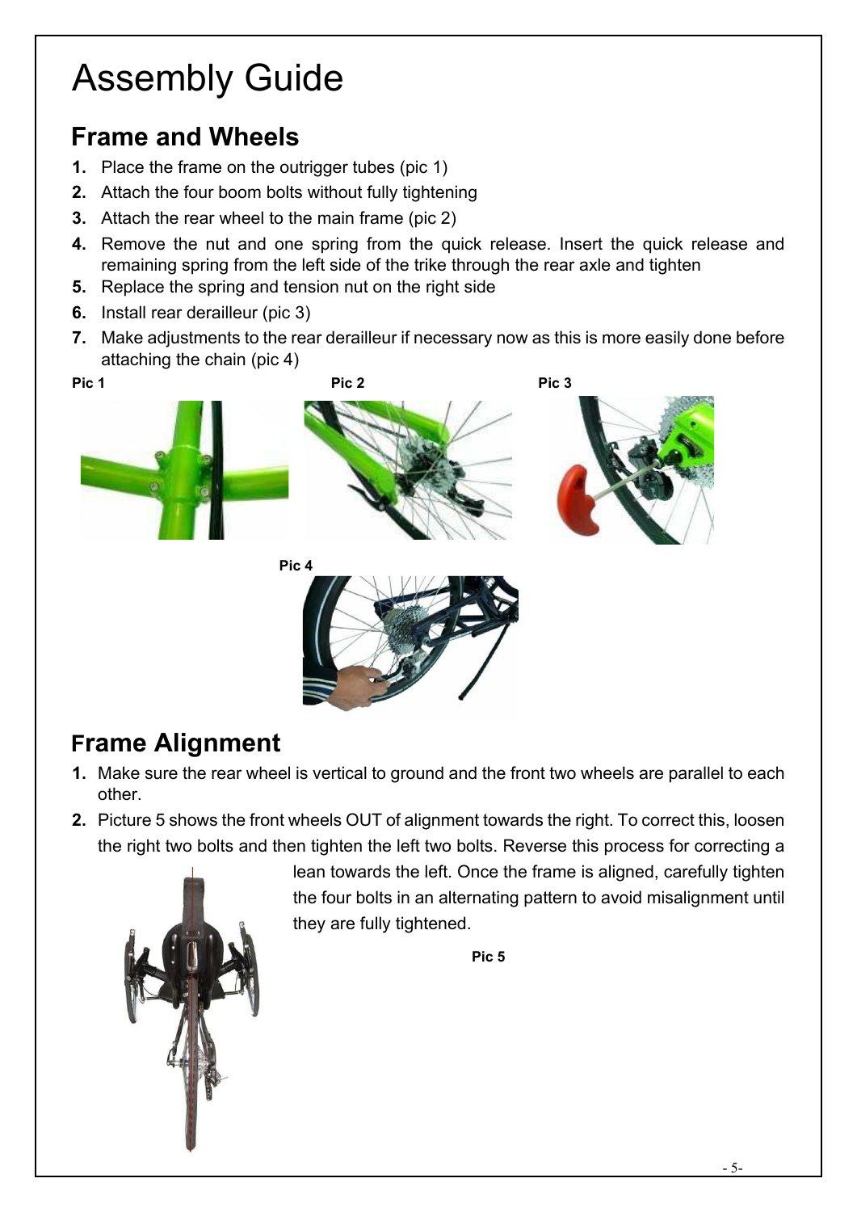# Assembly Guide

## Frame and Wheels

1. Place the frame on the outrigger tubes (pic 1)
2. Attach the four boom bolts without fully tightening
3. Attach the rear wheel to the main frame (pic 2)
4. Remove the nut and one spring from the quick release. Insert the quick release and remaining spring from the left side of the trike through the rear axle and tighten
5. Replace the spring and tension nut on the right side
6. Install rear derailleur (pic 3)
7. Make adjustments to the rear derailleur if necessary now as this is more easily done before attaching the chain (pic 4)

**Pic 1**

**Pic 2**

**Pic 3**

**Pic 4**

## Frame Alignment

1. Make sure the rear wheel is vertical to ground and the front two wheels are parallel to each other.
2. Picture 5 shows the front wheels OUT of alignment towards the right. To correct this, loosen the right two bolts and then tighten the left two bolts. Reverse this process for correcting a lean towards the left. Once the frame is aligned, carefully tighten the four bolts in an alternating pattern to avoid misalignment until they are fully tightened.

**Pic 5**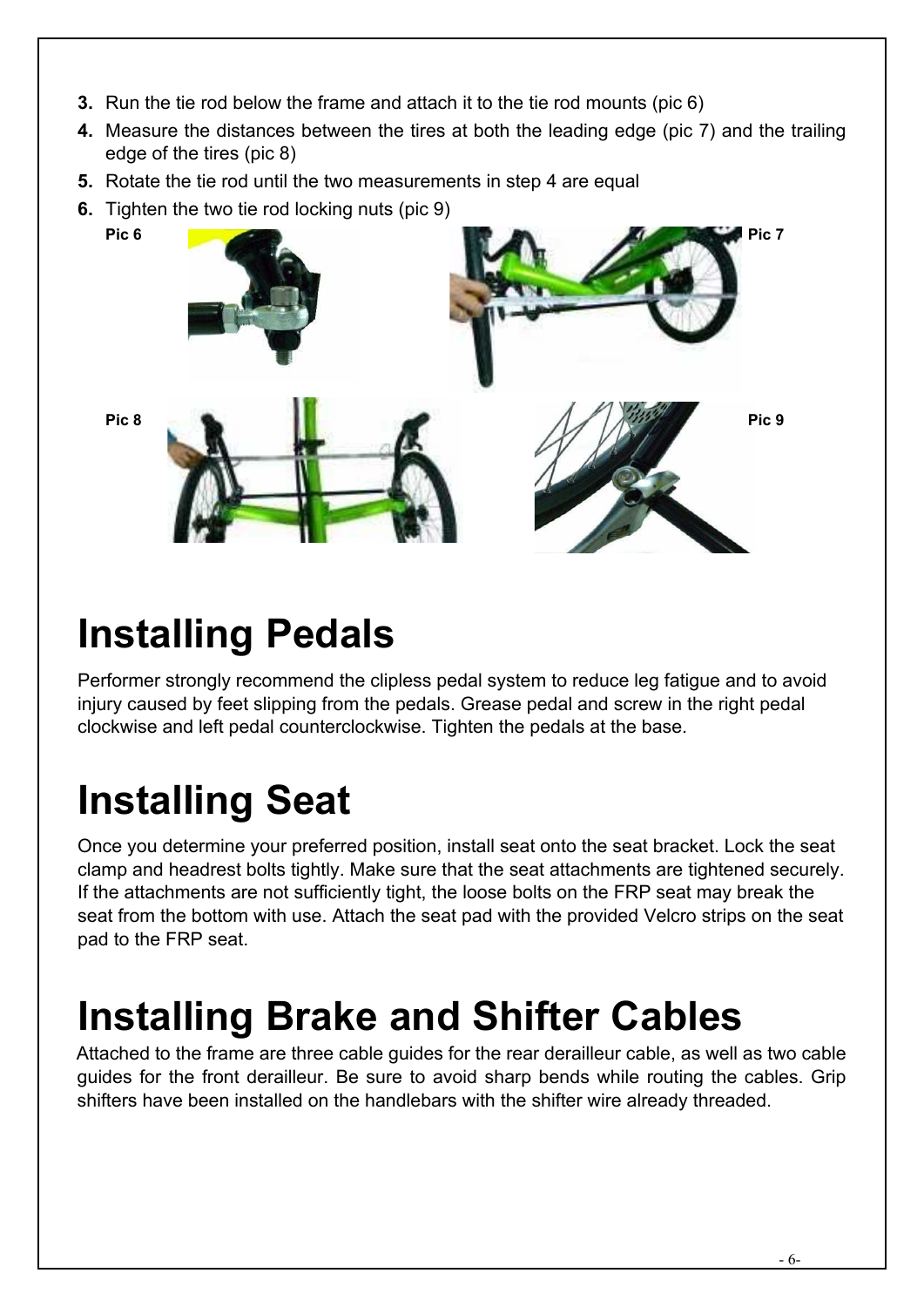3. Run the tie rod below the frame and attach it to the tie rod mounts (pic 6)
4. Measure the distances between the tires at both the leading edge (pic 7) and the trailing edge of the tires (pic 8)
5. Rotate the tie rod until the two measurements in step 4 are equal
6. Tighten the two tie rod locking nuts (pic 9)

**Pic 6**

**Pic 7**

**Pic 8**

**Pic 9**

# Installing Pedals

Performer strongly recommend the clipless pedal system to reduce leg fatigue and to avoid injury caused by feet slipping from the pedals. Grease pedal and screw in the right pedal clockwise and left pedal counterclockwise. Tighten the pedals at the base.

# Installing Seat

Once you determine your preferred position, install seat onto the seat bracket. Lock the seat clamp and headrest bolts tightly. Make sure that the seat attachments are tightened securely. If the attachments are not sufficiently tight, the loose bolts on the FRP seat may break the seat from the bottom with use. Attach the seat pad with the provided Velcro strips on the seat pad to the FRP seat.

# Installing Brake and Shifter Cables

Attached to the frame are three cable guides for the rear derailleur cable, as well as two cable guides for the front derailleur. Be sure to avoid sharp bends while routing the cables. Grip shifters have been installed on the handlebars with the shifter wire already threaded.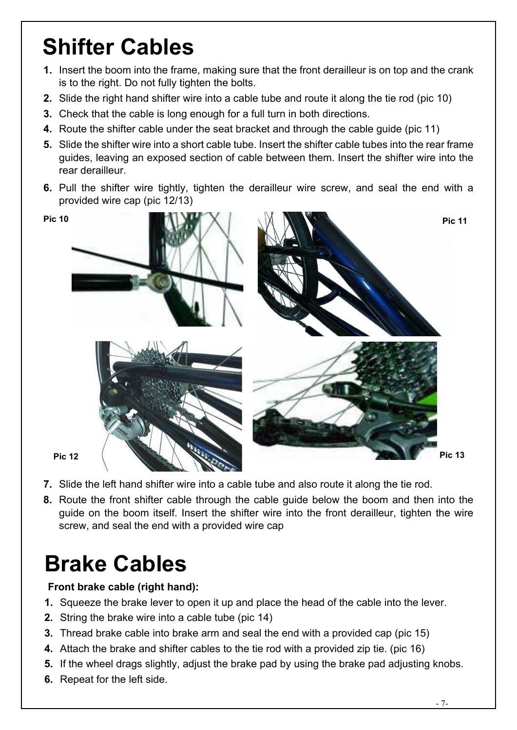# Shifter Cables

1. Insert the boom into the frame, making sure that the front derailleur is on top and the crank is to the right. Do not fully tighten the bolts.
2. Slide the right hand shifter wire into a cable tube and route it along the tie rod (pic 10)
3. Check that the cable is long enough for a full turn in both directions.
4. Route the shifter cable under the seat bracket and through the cable guide (pic 11)
5. Slide the shifter wire into a short cable tube. Insert the shifter cable tubes into the rear frame guides, leaving an exposed section of cable between them. Insert the shifter wire into the rear derailleur.
6. Pull the shifter wire tightly, tighten the derailleur wire screw, and seal the end with a provided wire cap (pic 12/13)

Pic 10

Pic 11

Pic 12

Pic 13

7. Slide the left hand shifter wire into a cable tube and also route it along the tie rod.
8. Route the front shifter cable through the cable guide below the boom and then into the guide on the boom itself. Insert the shifter wire into the front derailleur, tighten the wire screw, and seal the end with a provided wire cap

# Brake Cables

**Front brake cable (right hand):**

1. Squeeze the brake lever to open it up and place the head of the cable into the lever.
2. String the brake wire into a cable tube (pic 14)
3. Thread brake cable into brake arm and seal the end with a provided cap (pic 15)
4. Attach the brake and shifter cables to the tie rod with a provided zip tie. (pic 16)
5. If the wheel drags slightly, adjust the brake pad by using the brake pad adjusting knobs.
6. Repeat for the left side.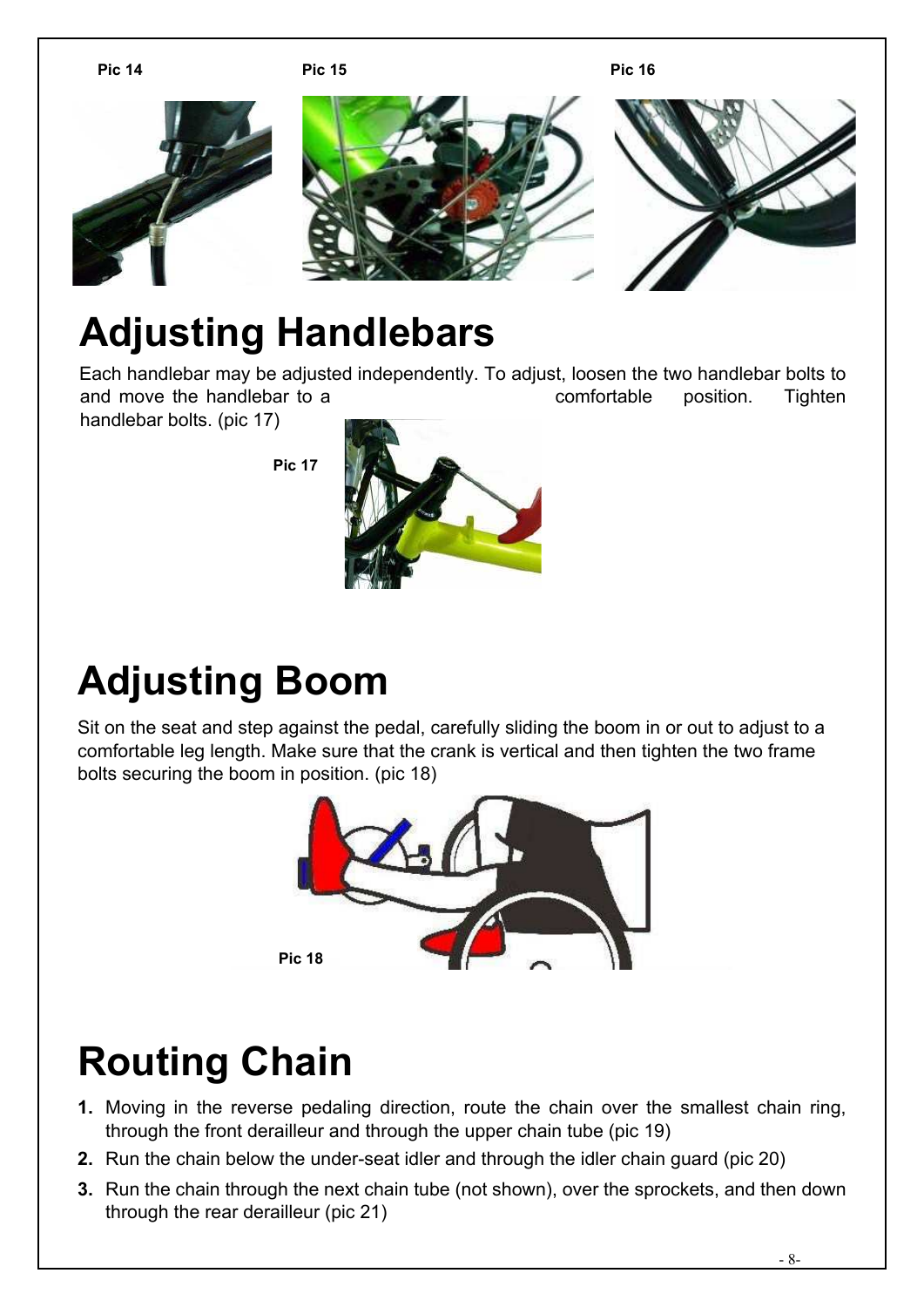Pic 14

Pic 15

Pic 16

# Adjusting Handlebars

Each handlebar may be adjusted independently. To adjust, loosen the two handlebar bolts to and move the handlebar to a comfortable position. Tighten handlebar bolts. (pic 17)

Pic 17

# Adjusting Boom

Sit on the seat and step against the pedal, carefully sliding the boom in or out to adjust to a comfortable leg length. Make sure that the crank is vertical and then tighten the two frame bolts securing the boom in position. (pic 18)

Pic 18

# Routing Chain

1. Moving in the reverse pedaling direction, route the chain over the smallest chain ring, through the front derailleur and through the upper chain tube (pic 19)
2. Run the chain below the under-seat idler and through the idler chain guard (pic 20)
3. Run the chain through the next chain tube (not shown), over the sprockets, and then down through the rear derailleur (pic 21)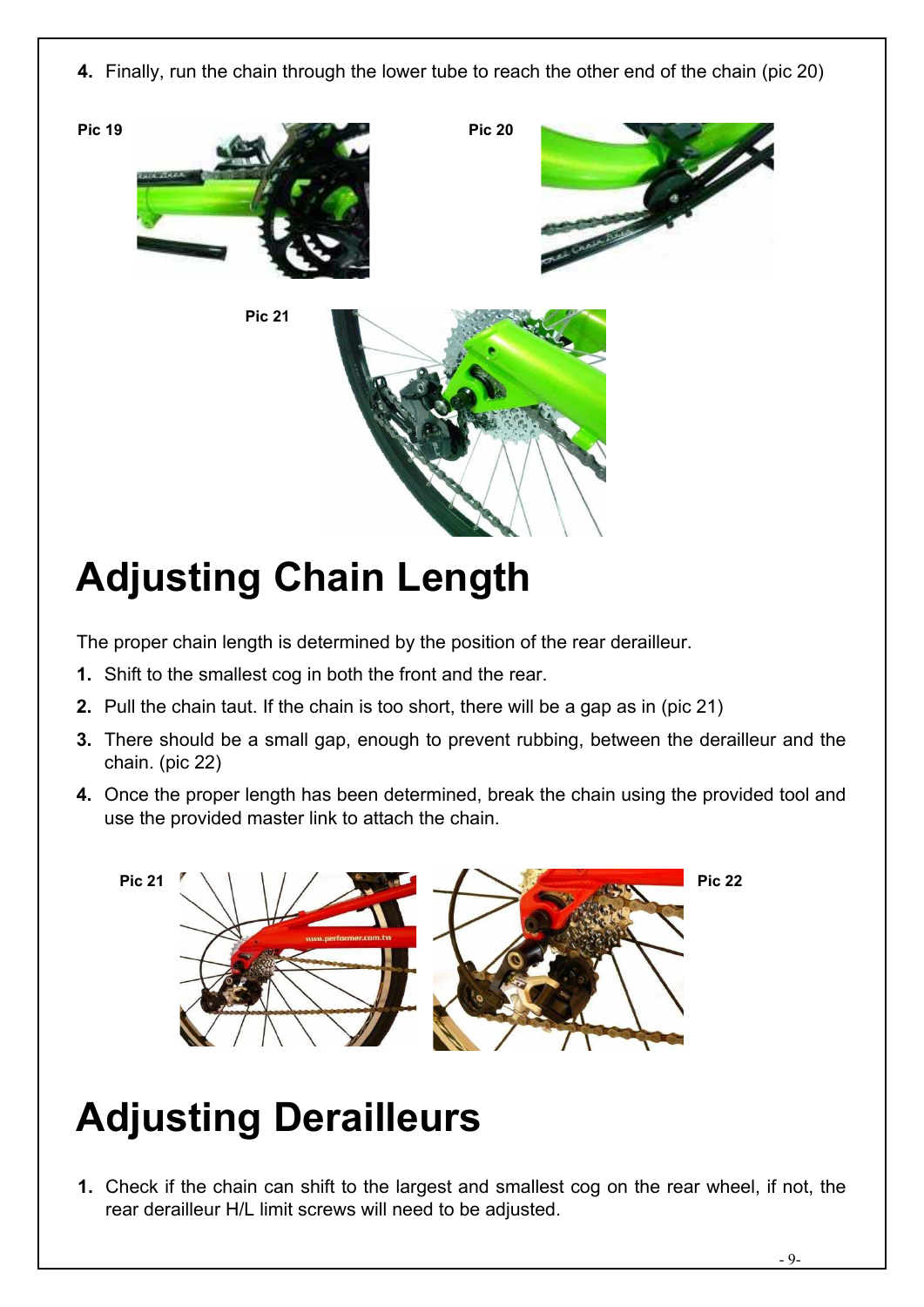4. Finally, run the chain through the lower tube to reach the other end of the chain (pic 20)

Pic 19

Pic 20

Pic 21

# Adjusting Chain Length

The proper chain length is determined by the position of the rear derailleur.

1. Shift to the smallest cog in both the front and the rear.
2. Pull the chain taut. If the chain is too short, there will be a gap as in (pic 21)
3. There should be a small gap, enough to prevent rubbing, between the derailleur and the chain. (pic 22)
4. Once the proper length has been determined, break the chain using the provided tool and use the provided master link to attach the chain.

Pic 21

Pic 22

# Adjusting Derailleurs

1. Check if the chain can shift to the largest and smallest cog on the rear wheel, if not, the rear derailleur H/L limit screws will need to be adjusted.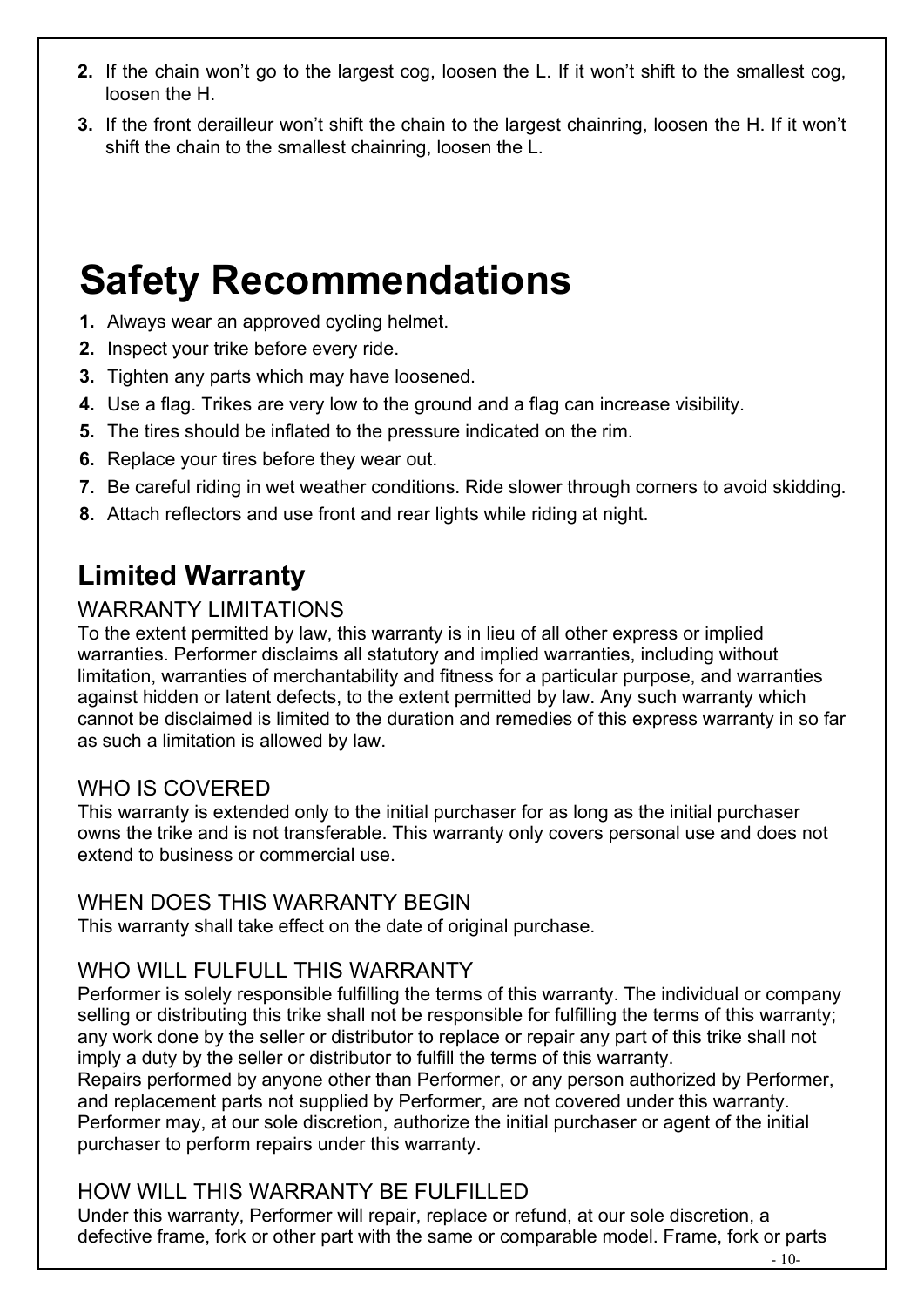2. If the chain won't go to the largest cog, loosen the L. If it won't shift to the smallest cog, loosen the H.
3. If the front derailleur won't shift the chain to the largest chainring, loosen the H. If it won't shift the chain to the smallest chainring, loosen the L.

# Safety Recommendations

1. Always wear an approved cycling helmet.
2. Inspect your trike before every ride.
3. Tighten any parts which may have loosened.
4. Use a flag. Trikes are very low to the ground and a flag can increase visibility.
5. The tires should be inflated to the pressure indicated on the rim.
6. Replace your tires before they wear out.
7. Be careful riding in wet weather conditions. Ride slower through corners to avoid skidding.
8. Attach reflectors and use front and rear lights while riding at night.

## Limited Warranty

### WARRANTY LIMITATIONS

To the extent permitted by law, this warranty is in lieu of all other express or implied warranties. Performer disclaims all statutory and implied warranties, including without limitation, warranties of merchantability and fitness for a particular purpose, and warranties against hidden or latent defects, to the extent permitted by law. Any such warranty which cannot be disclaimed is limited to the duration and remedies of this express warranty in so far as such a limitation is allowed by law.

### WHO IS COVERED

This warranty is extended only to the initial purchaser for as long as the initial purchaser owns the trike and is not transferable. This warranty only covers personal use and does not extend to business or commercial use.

### WHEN DOES THIS WARRANTY BEGIN

This warranty shall take effect on the date of original purchase.

### WHO WILL FULFULL THIS WARRANTY

Performer is solely responsible fulfilling the terms of this warranty. The individual or company selling or distributing this trike shall not be responsible for fulfilling the terms of this warranty; any work done by the seller or distributor to replace or repair any part of this trike shall not imply a duty by the seller or distributor to fulfill the terms of this warranty.
Repairs performed by anyone other than Performer, or any person authorized by Performer, and replacement parts not supplied by Performer, are not covered under this warranty. Performer may, at our sole discretion, authorize the initial purchaser or agent of the initial purchaser to perform repairs under this warranty.

### HOW WILL THIS WARRANTY BE FULFILLED

Under this warranty, Performer will repair, replace or refund, at our sole discretion, a defective frame, fork or other part with the same or comparable model. Frame, fork or parts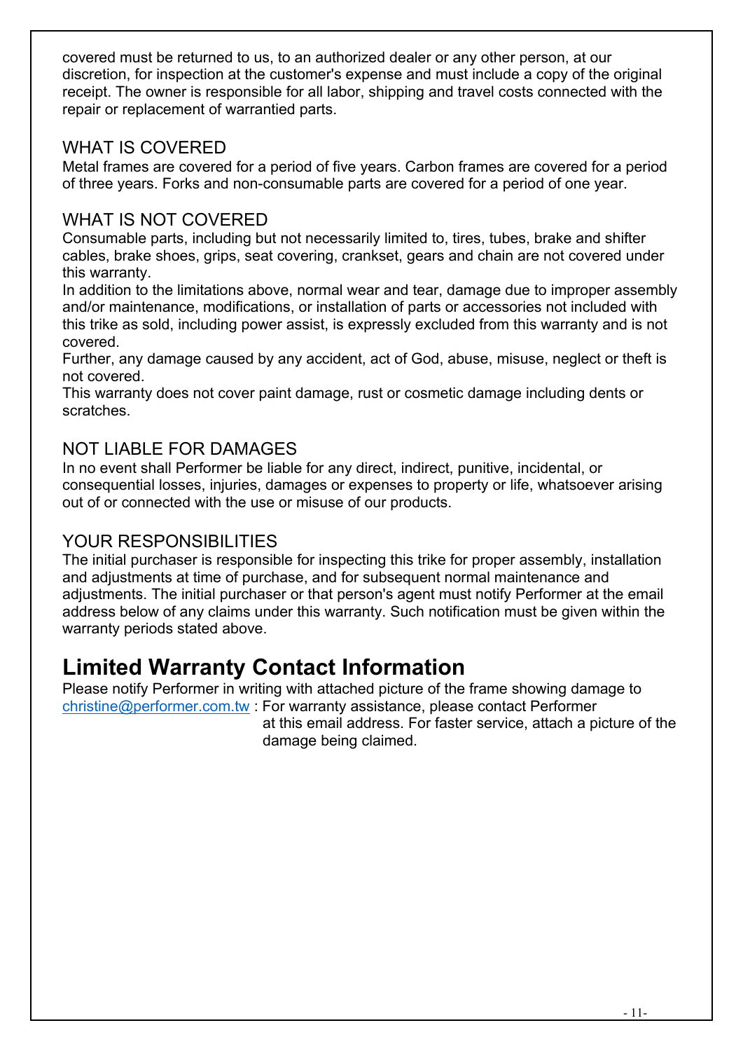covered must be returned to us, to an authorized dealer or any other person, at our discretion, for inspection at the customer's expense and must include a copy of the original receipt. The owner is responsible for all labor, shipping and travel costs connected with the repair or replacement of warrantied parts.

### WHAT IS COVERED

Metal frames are covered for a period of five years. Carbon frames are covered for a period of three years. Forks and non-consumable parts are covered for a period of one year.

### WHAT IS NOT COVERED

Consumable parts, including but not necessarily limited to, tires, tubes, brake and shifter cables, brake shoes, grips, seat covering, crankset, gears and chain are not covered under this warranty.

In addition to the limitations above, normal wear and tear, damage due to improper assembly and/or maintenance, modifications, or installation of parts or accessories not included with this trike as sold, including power assist, is expressly excluded from this warranty and is not covered.

Further, any damage caused by any accident, act of God, abuse, misuse, neglect or theft is not covered.

This warranty does not cover paint damage, rust or cosmetic damage including dents or scratches.

### NOT LIABLE FOR DAMAGES

In no event shall Performer be liable for any direct, indirect, punitive, incidental, or consequential losses, injuries, damages or expenses to property or life, whatsoever arising out of or connected with the use or misuse of our products.

### YOUR RESPONSIBILITIES

The initial purchaser is responsible for inspecting this trike for proper assembly, installation and adjustments at time of purchase, and for subsequent normal maintenance and adjustments. The initial purchaser or that person's agent must notify Performer at the email address below of any claims under this warranty. Such notification must be given within the warranty periods stated above.

## Limited Warranty Contact Information

Please notify Performer in writing with attached picture of the frame showing damage to christine@performer.com.tw : For warranty assistance, please contact Performer at this email address. For faster service, attach a picture of the damage being claimed.